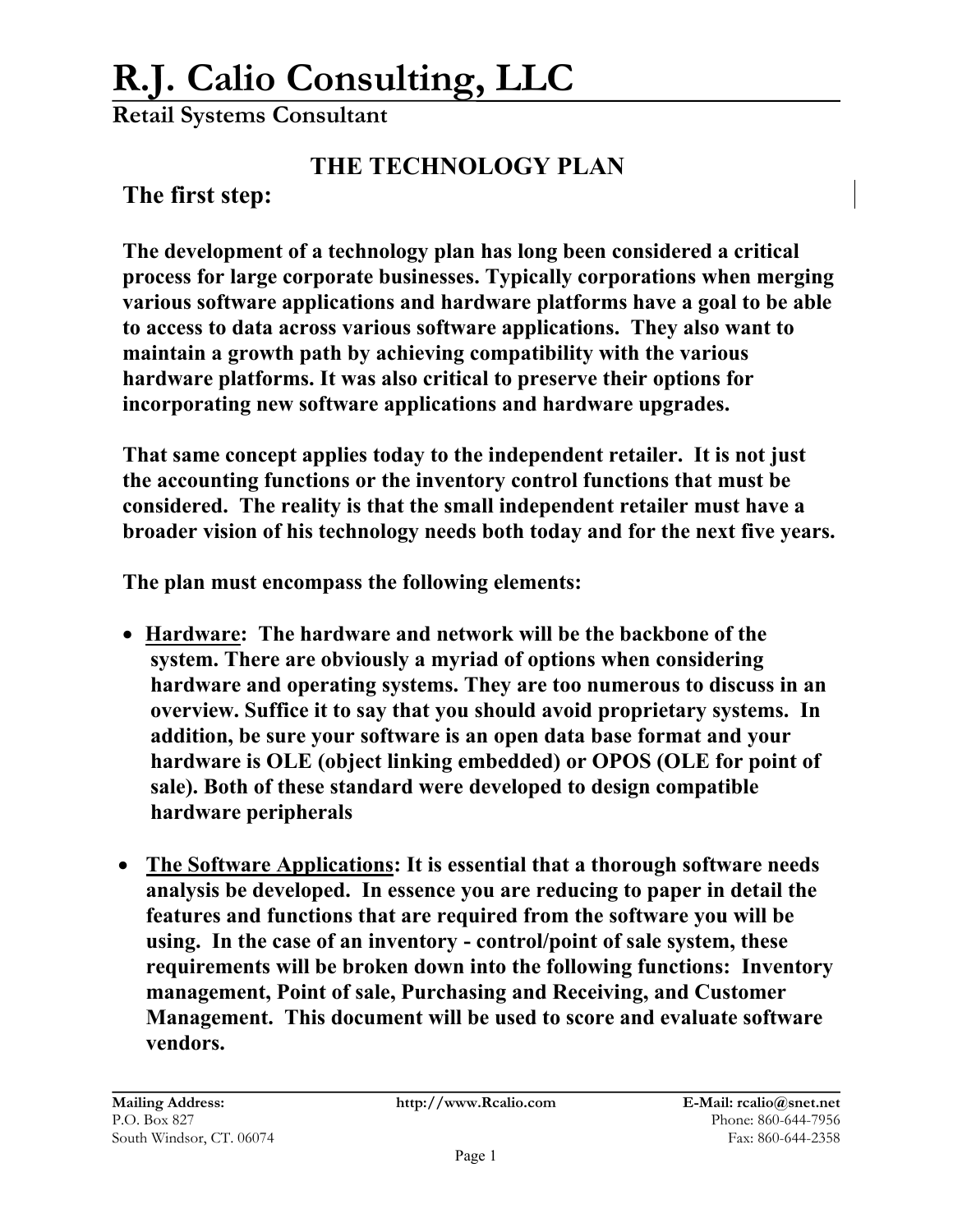# R.J. Calio Consulting, LLC

**Retail Systems Consultant**

## THE TECHNOLOGY PLAN

### The first step:

**The development of a technology plan has long been considered a critical process for large corporate businesses. Typically corporations when merging various software applications and hardware platforms have a goal to be able to access to data across various software applications. They also want to maintain a growth path by achieving compatibility with the various hardware platforms. It was also critical to preserve their options for incorporating new software applications and hardware upgrades.**

**That same concept applies today to the independent retailer. It is not just the accounting functions or the inventory control functions that must be considered. The reality is that the small independent retailer must have a broader vision of his technology needs both today and for the next five years.**

**The plan must encompass the following elements:**

- **<u>Hardware</u>: The hardware and network will be the backbone of the system. There are obviously a myriad of options when considering hardware and operating systems. They are too numerous to discuss in an overview. Suffice it to say that you should avoid proprietary systems. In addition, be sure your software is an open data base format and your hardware is OLE (object linking embedded) or OPOS (OLE for point of sale). Both of these standard were developed to design compatible hardware peripherals**

- **<u>The Software Applications</u>: It is essential that a thorough software needs analysis be developed. In essence you are reducing to paper in detail the features and functions that are required from the software you will be using. In the case of an inventory - control/point of sale system, these requirements will be broken down into the following functions: Inventory management, Point of sale, Purchasing and Receiving, and Customer Management. This document will be used to score and evaluate software vendors.**

**Mailing Address:**
P.O. Box 827
South Windsor, CT. 06074

**http://www.Rcalio.com**

**E-Mail: rcalio@snet.net**
Phone: 860-644-7956
Fax: 860-644-2358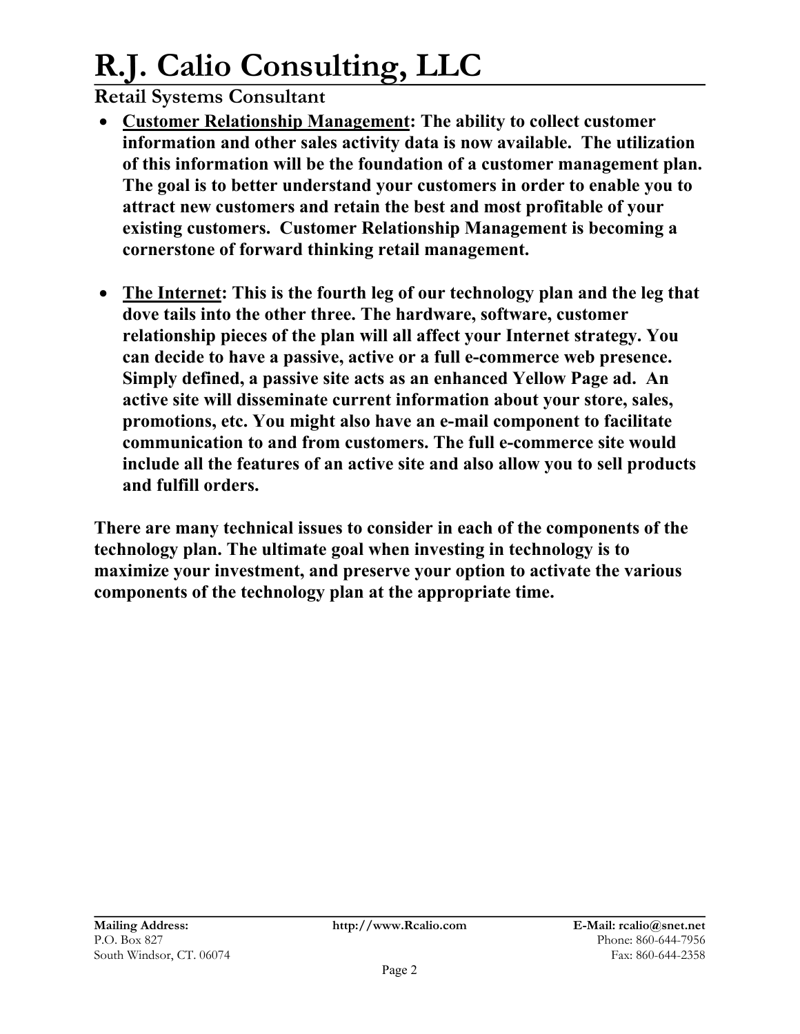- **Customer Relationship Management: The ability to collect customer information and other sales activity data is now available. The utilization of this information will be the foundation of a customer management plan. The goal is to better understand your customers in order to enable you to attract new customers and retain the best and most profitable of your existing customers. Customer Relationship Management is becoming a cornerstone of forward thinking retail management.**

- **The Internet: This is the fourth leg of our technology plan and the leg that dove tails into the other three. The hardware, software, customer relationship pieces of the plan will all affect your Internet strategy. You can decide to have a passive, active or a full e-commerce web presence. Simply defined, a passive site acts as an enhanced Yellow Page ad. An active site will disseminate current information about your store, sales, promotions, etc. You might also have an e-mail component to facilitate communication to and from customers. The full e-commerce site would include all the features of an active site and also allow you to sell products and fulfill orders.**

**There are many technical issues to consider in each of the components of the technology plan. The ultimate goal when investing in technology is to maximize your investment, and preserve your option to activate the various components of the technology plan at the appropriate time.**